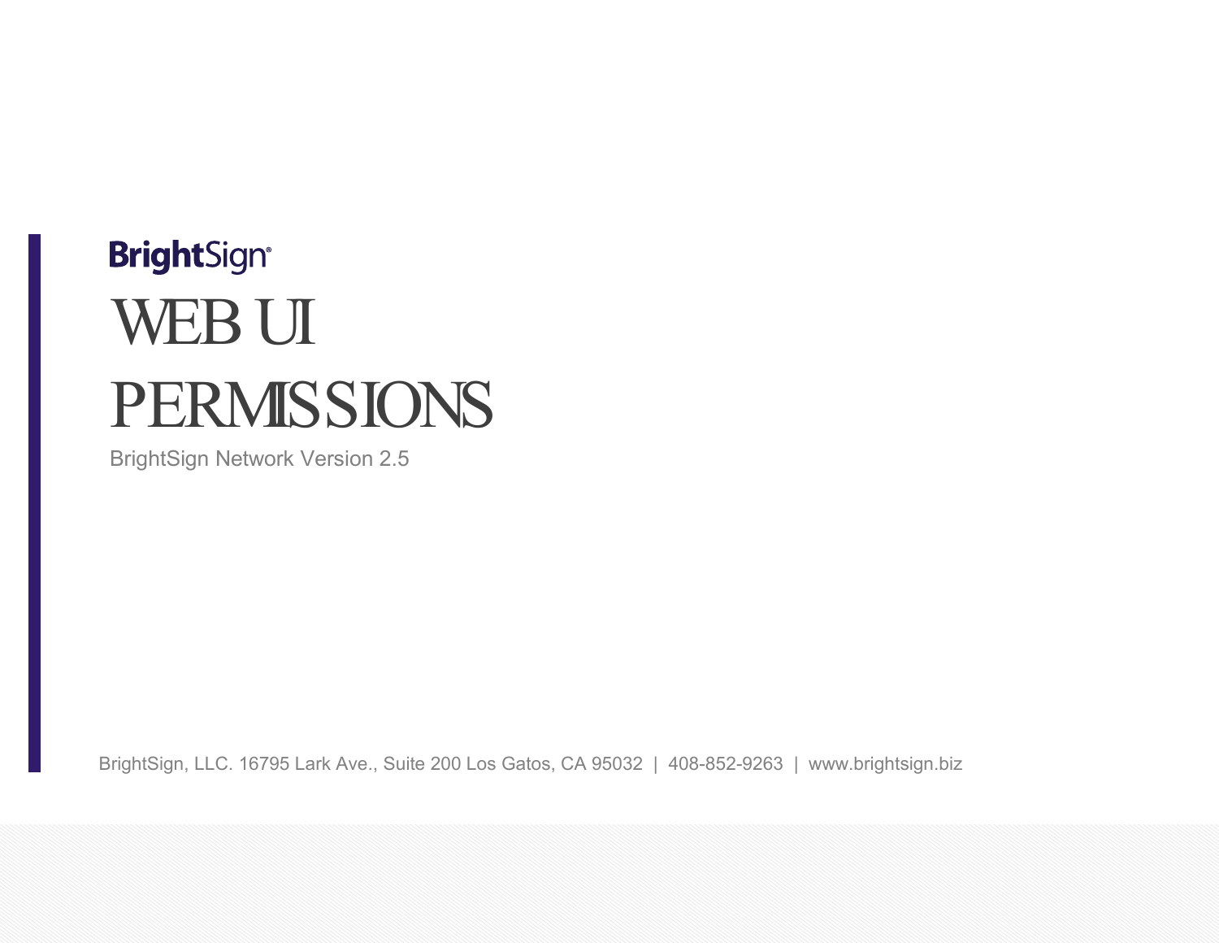BrightSign

# WEB UI PERMISSIONS

BrightSign Network Version 2.5

BrightSign, LLC. 16795 Lark Ave., Suite 200 Los Gatos, CA 95032 | 408-852-9263 | www.brightsign.biz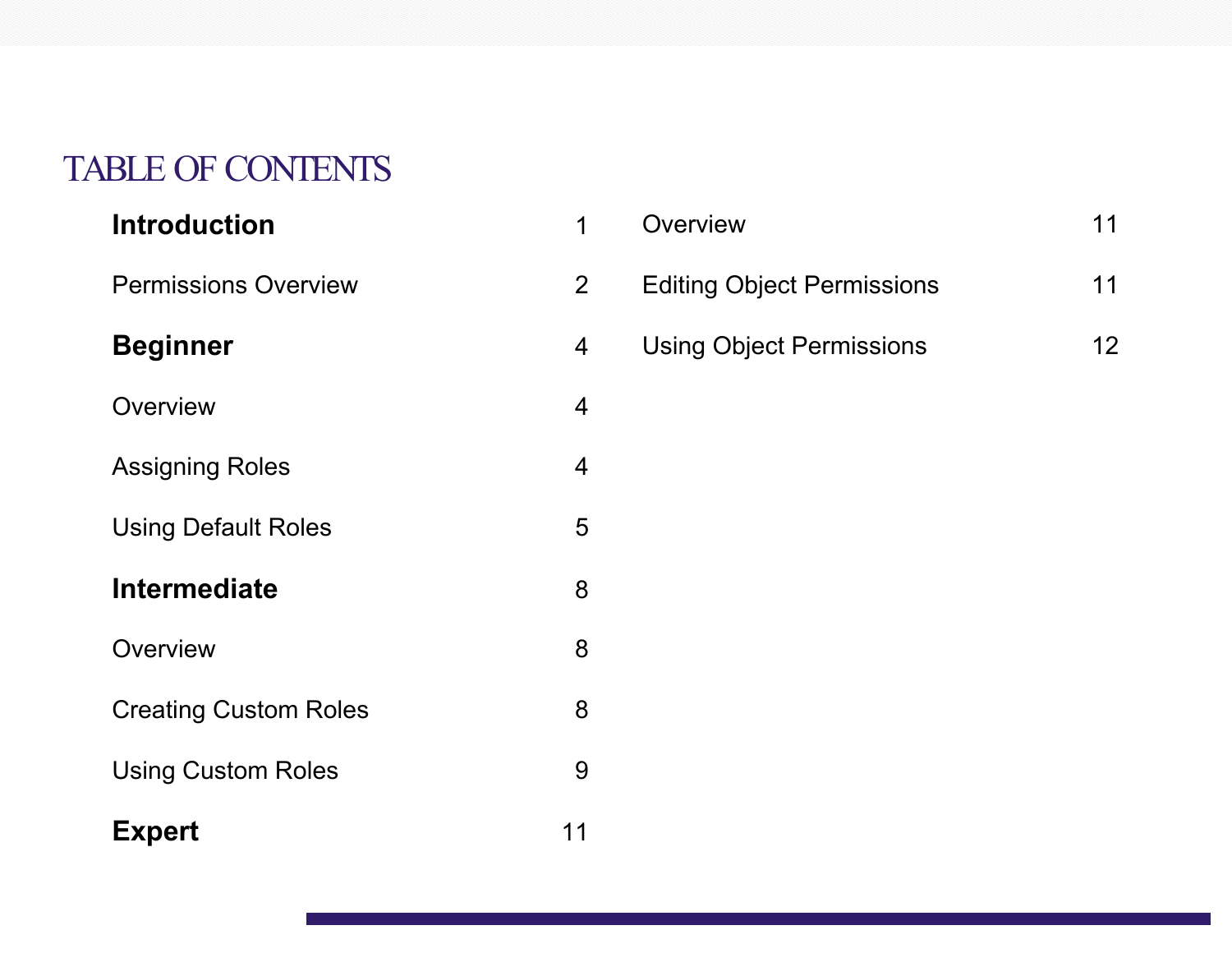# TABLE OF CONTENTS

| | |
|---|---|
| **Introduction** | 1 |
| Permissions Overview | 2 |
| **Beginner** | 4 |
| Overview | 4 |
| Assigning Roles | 4 |
| Using Default Roles | 5 |
| **Intermediate** | 8 |
| Overview | 8 |
| Creating Custom Roles | 8 |
| Using Custom Roles | 9 |
| **Expert** | 11 |
| Overview | 11 |
| Editing Object Permissions | 11 |
| Using Object Permissions | 12 |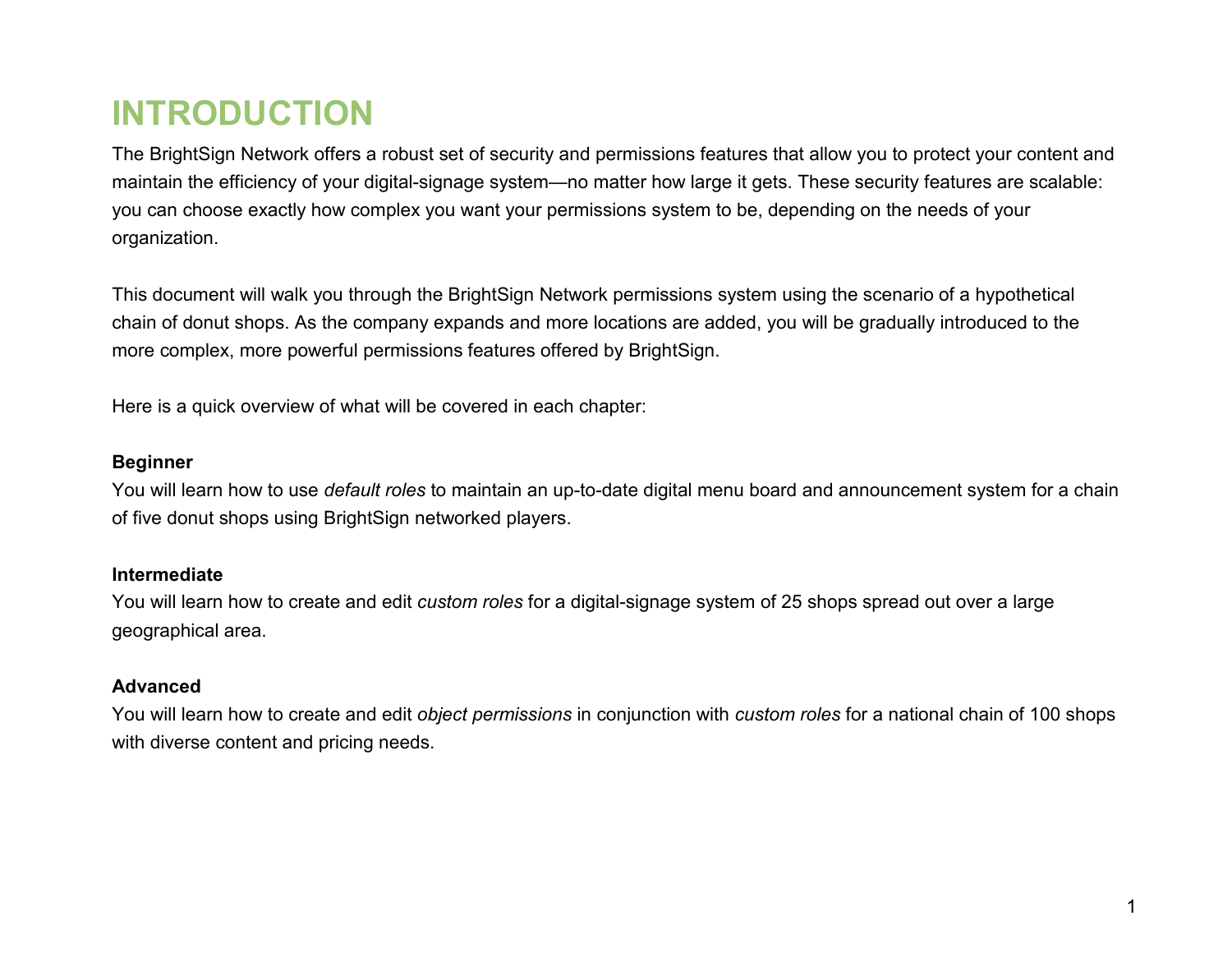# INTRODUCTION

The BrightSign Network offers a robust set of security and permissions features that allow you to protect your content and maintain the efficiency of your digital-signage system—no matter how large it gets. These security features are scalable: you can choose exactly how complex you want your permissions system to be, depending on the needs of your organization.

This document will walk you through the BrightSign Network permissions system using the scenario of a hypothetical chain of donut shops. As the company expands and more locations are added, you will be gradually introduced to the more complex, more powerful permissions features offered by BrightSign.

Here is a quick overview of what will be covered in each chapter:

**Beginner**
You will learn how to use *default roles* to maintain an up-to-date digital menu board and announcement system for a chain of five donut shops using BrightSign networked players.

**Intermediate**
You will learn how to create and edit *custom roles* for a digital-signage system of 25 shops spread out over a large geographical area.

**Advanced**
You will learn how to create and edit *object permissions* in conjunction with *custom roles* for a national chain of 100 shops with diverse content and pricing needs.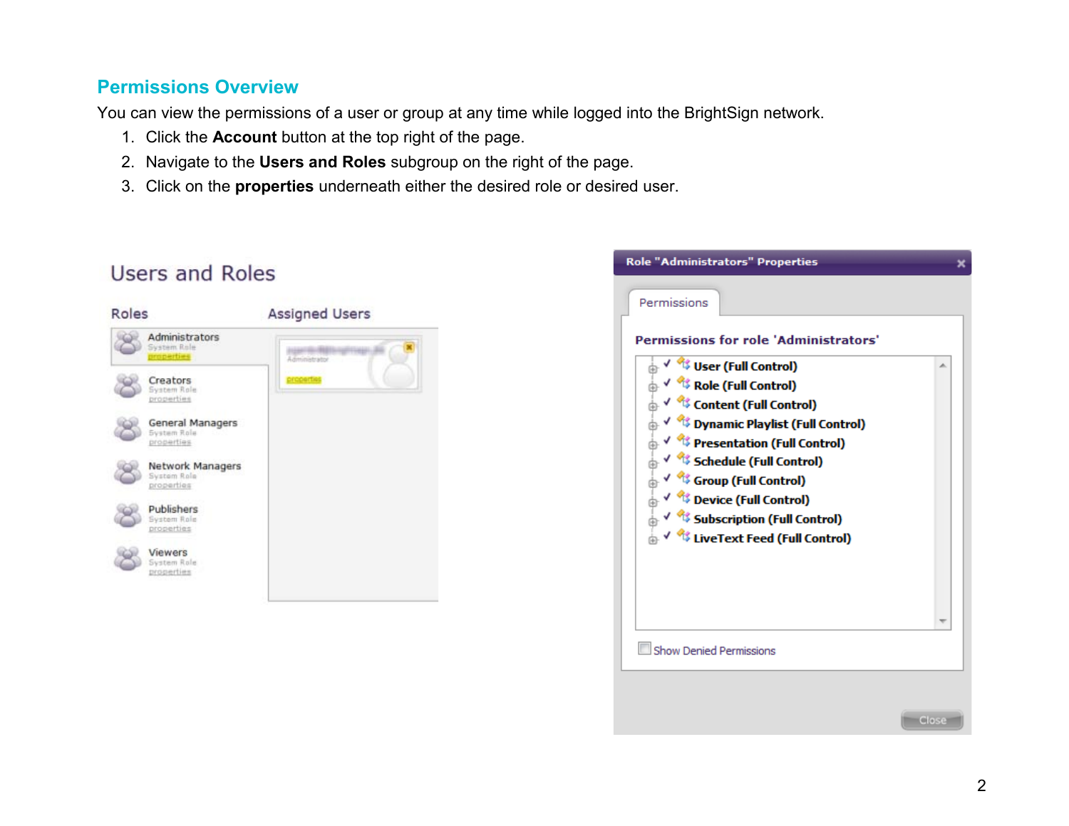## Permissions Overview

You can view the permissions of a user or group at any time while logged into the BrightSign network.

1. Click the **Account** button at the top right of the page.
2. Navigate to the **Users and Roles** subgroup on the right of the page.
3. Click on the **properties** underneath either the desired role or desired user.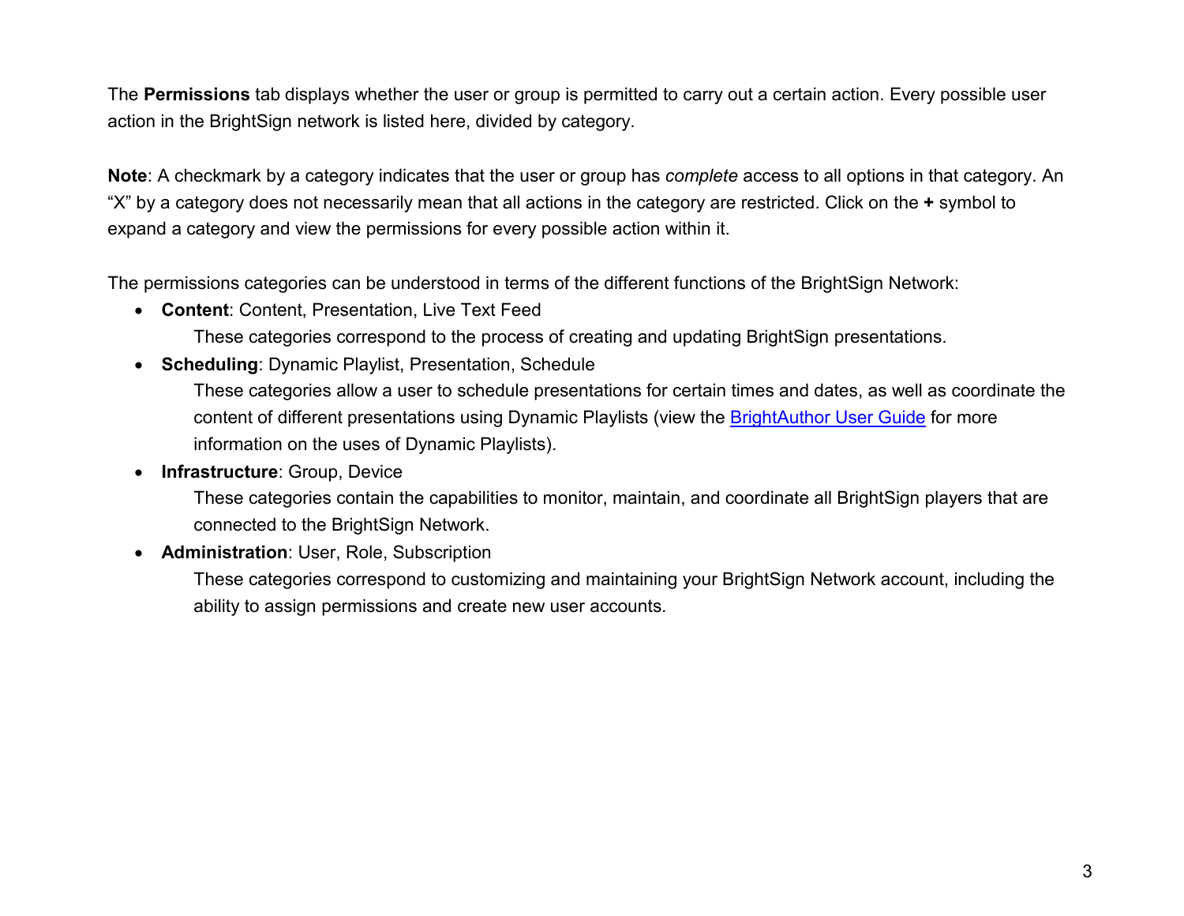The **Permissions** tab displays whether the user or group is permitted to carry out a certain action. Every possible user action in the BrightSign network is listed here, divided by category.

**Note**: A checkmark by a category indicates that the user or group has *complete* access to all options in that category. An "X" by a category does not necessarily mean that all actions in the category are restricted. Click on the **+** symbol to expand a category and view the permissions for every possible action within it.

The permissions categories can be understood in terms of the different functions of the BrightSign Network:

- **Content**: Content, Presentation, Live Text Feed
  
  These categories correspond to the process of creating and updating BrightSign presentations.
- **Scheduling**: Dynamic Playlist, Presentation, Schedule
  
  These categories allow a user to schedule presentations for certain times and dates, as well as coordinate the content of different presentations using Dynamic Playlists (view the BrightAuthor User Guide for more information on the uses of Dynamic Playlists).
- **Infrastructure**: Group, Device
  
  These categories contain the capabilities to monitor, maintain, and coordinate all BrightSign players that are connected to the BrightSign Network.
- **Administration**: User, Role, Subscription
  
  These categories correspond to customizing and maintaining your BrightSign Network account, including the ability to assign permissions and create new user accounts.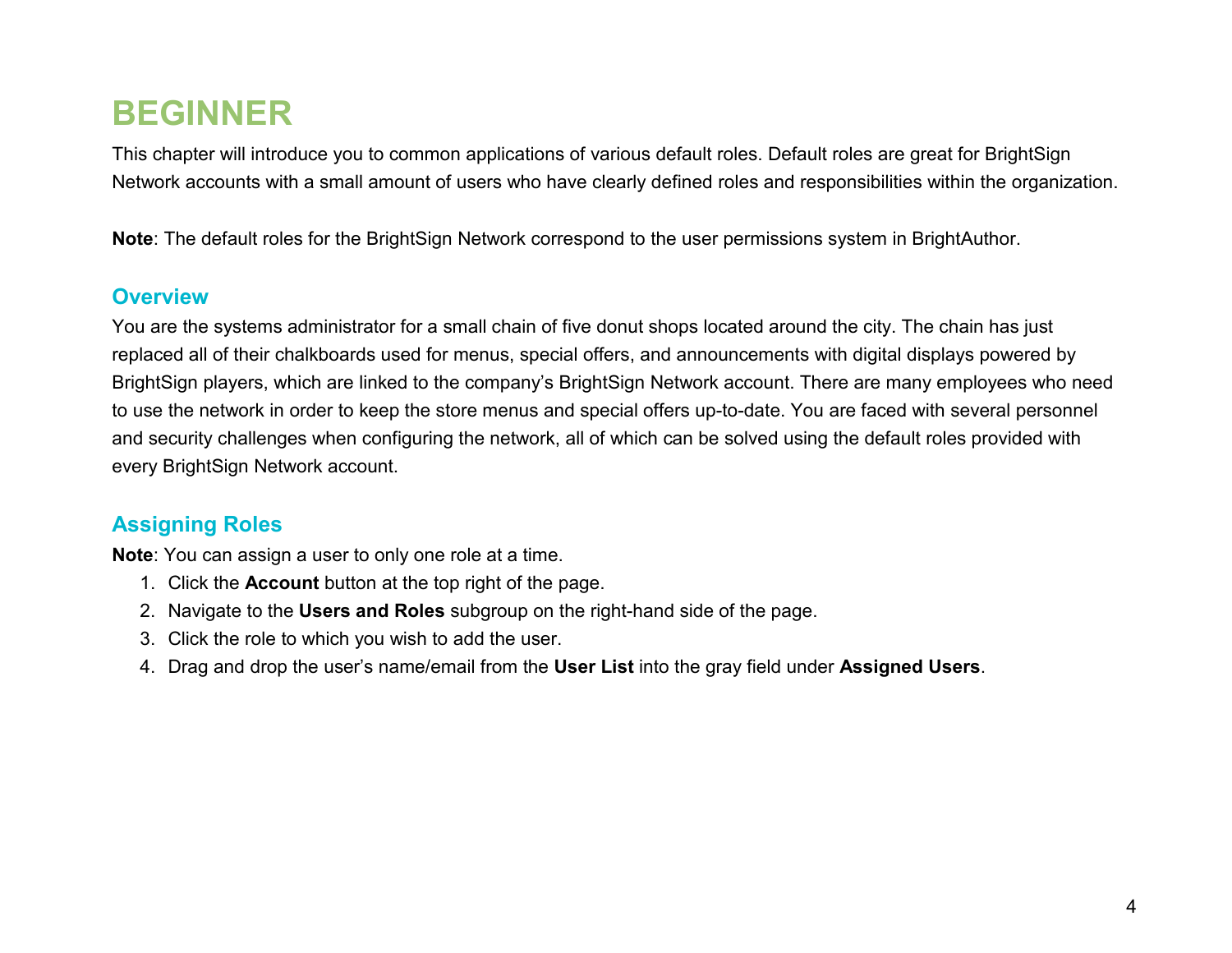# BEGINNER

This chapter will introduce you to common applications of various default roles. Default roles are great for BrightSign Network accounts with a small amount of users who have clearly defined roles and responsibilities within the organization.

**Note**: The default roles for the BrightSign Network correspond to the user permissions system in BrightAuthor.

## Overview

You are the systems administrator for a small chain of five donut shops located around the city. The chain has just replaced all of their chalkboards used for menus, special offers, and announcements with digital displays powered by BrightSign players, which are linked to the company's BrightSign Network account. There are many employees who need to use the network in order to keep the store menus and special offers up-to-date. You are faced with several personnel and security challenges when configuring the network, all of which can be solved using the default roles provided with every BrightSign Network account.

## Assigning Roles

**Note**: You can assign a user to only one role at a time.

1. Click the **Account** button at the top right of the page.
2. Navigate to the **Users and Roles** subgroup on the right-hand side of the page.
3. Click the role to which you wish to add the user.
4. Drag and drop the user's name/email from the **User List** into the gray field under **Assigned Users**.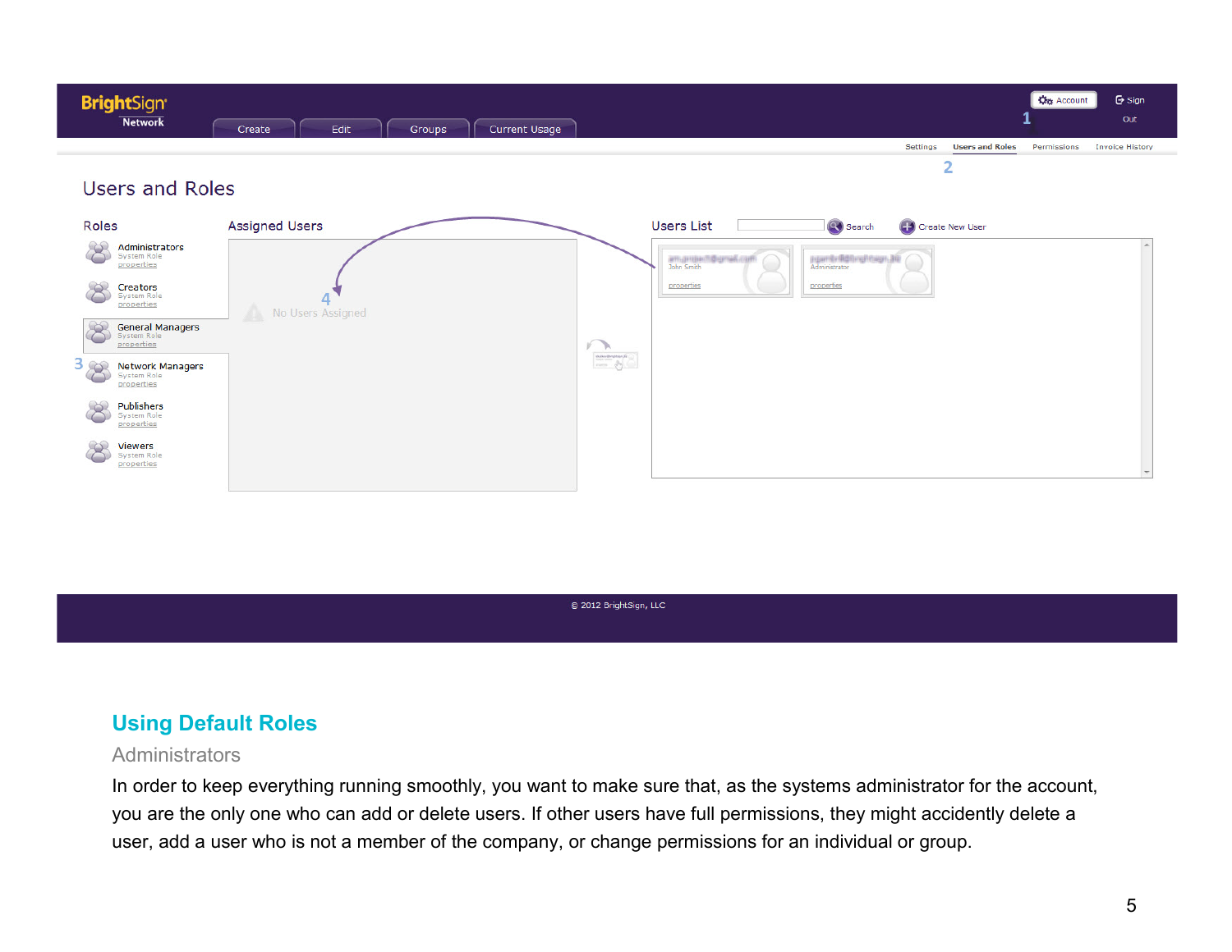## Using Default Roles

### Administrators

In order to keep everything running smoothly, you want to make sure that, as the systems administrator for the account, you are the only one who can add or delete users. If other users have full permissions, they might accidently delete a user, add a user who is not a member of the company, or change permissions for an individual or group.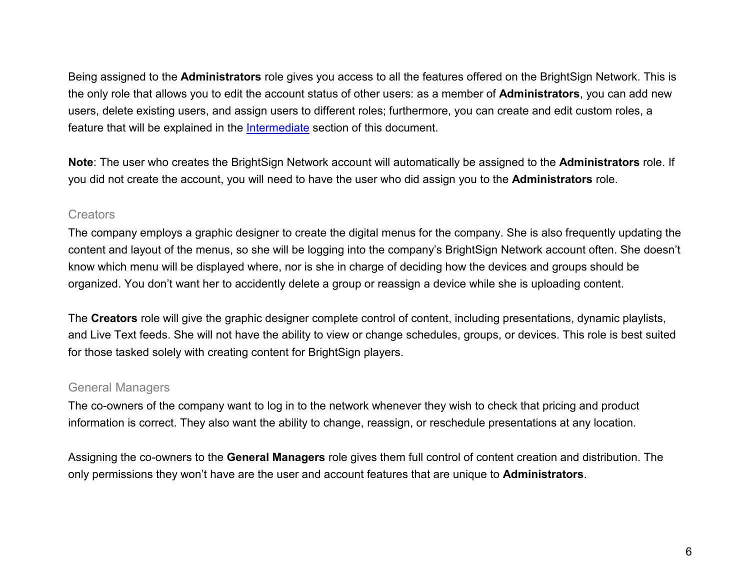Being assigned to the **Administrators** role gives you access to all the features offered on the BrightSign Network. This is the only role that allows you to edit the account status of other users: as a member of **Administrators**, you can add new users, delete existing users, and assign users to different roles; furthermore, you can create and edit custom roles, a feature that will be explained in the Intermediate section of this document.

**Note**: The user who creates the BrightSign Network account will automatically be assigned to the **Administrators** role. If you did not create the account, you will need to have the user who did assign you to the **Administrators** role.

### Creators

The company employs a graphic designer to create the digital menus for the company. She is also frequently updating the content and layout of the menus, so she will be logging into the company's BrightSign Network account often. She doesn't know which menu will be displayed where, nor is she in charge of deciding how the devices and groups should be organized. You don't want her to accidently delete a group or reassign a device while she is uploading content.

The **Creators** role will give the graphic designer complete control of content, including presentations, dynamic playlists, and Live Text feeds. She will not have the ability to view or change schedules, groups, or devices. This role is best suited for those tasked solely with creating content for BrightSign players.

### General Managers

The co-owners of the company want to log in to the network whenever they wish to check that pricing and product information is correct. They also want the ability to change, reassign, or reschedule presentations at any location.

Assigning the co-owners to the **General Managers** role gives them full control of content creation and distribution. The only permissions they won't have are the user and account features that are unique to **Administrators**.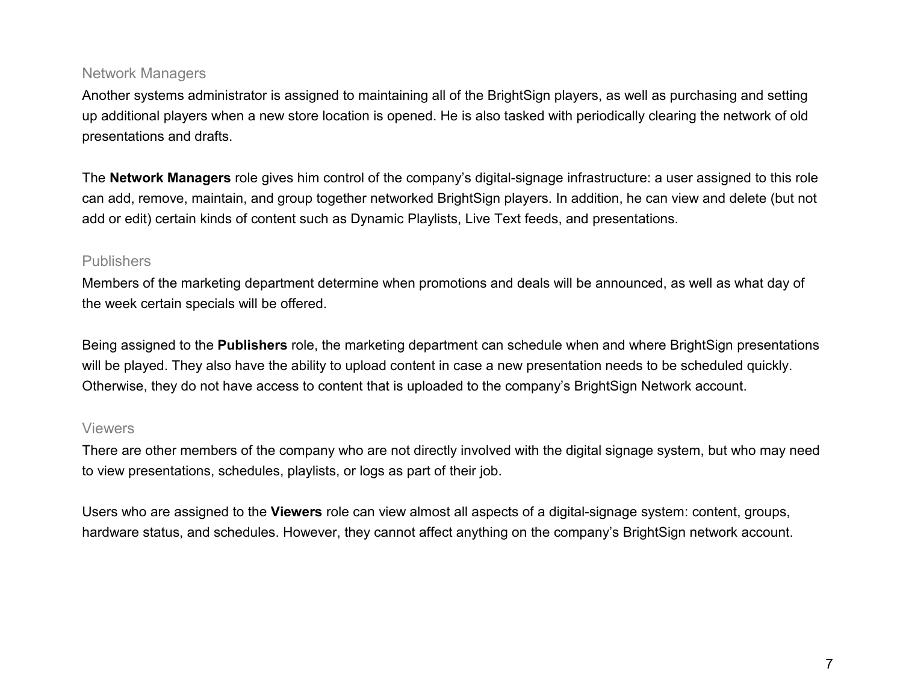### Network Managers

Another systems administrator is assigned to maintaining all of the BrightSign players, as well as purchasing and setting up additional players when a new store location is opened. He is also tasked with periodically clearing the network of old presentations and drafts.

The **Network Managers** role gives him control of the company's digital-signage infrastructure: a user assigned to this role can add, remove, maintain, and group together networked BrightSign players. In addition, he can view and delete (but not add or edit) certain kinds of content such as Dynamic Playlists, Live Text feeds, and presentations.

### Publishers

Members of the marketing department determine when promotions and deals will be announced, as well as what day of the week certain specials will be offered.

Being assigned to the **Publishers** role, the marketing department can schedule when and where BrightSign presentations will be played. They also have the ability to upload content in case a new presentation needs to be scheduled quickly. Otherwise, they do not have access to content that is uploaded to the company's BrightSign Network account.

### Viewers

There are other members of the company who are not directly involved with the digital signage system, but who may need to view presentations, schedules, playlists, or logs as part of their job.

Users who are assigned to the **Viewers** role can view almost all aspects of a digital-signage system: content, groups, hardware status, and schedules. However, they cannot affect anything on the company's BrightSign network account.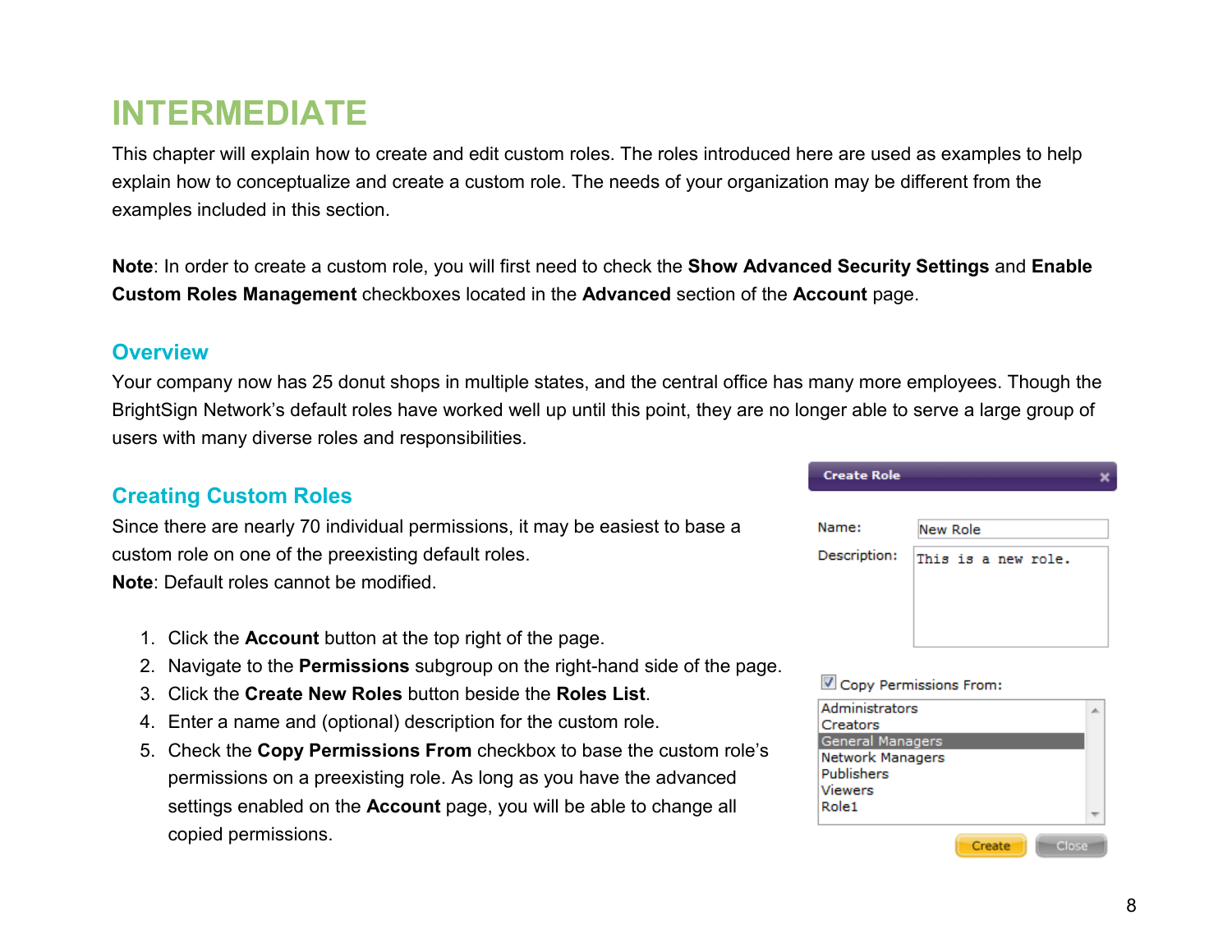# INTERMEDIATE

This chapter will explain how to create and edit custom roles. The roles introduced here are used as examples to help explain how to conceptualize and create a custom role. The needs of your organization may be different from the examples included in this section.

**Note**: In order to create a custom role, you will first need to check the **Show Advanced Security Settings** and **Enable Custom Roles Management** checkboxes located in the **Advanced** section of the **Account** page.

## Overview

Your company now has 25 donut shops in multiple states, and the central office has many more employees. Though the BrightSign Network's default roles have worked well up until this point, they are no longer able to serve a large group of users with many diverse roles and responsibilities.

## Creating Custom Roles

Since there are nearly 70 individual permissions, it may be easiest to base a custom role on one of the preexisting default roles.
**Note**: Default roles cannot be modified.

1. Click the **Account** button at the top right of the page.
2. Navigate to the **Permissions** subgroup on the right-hand side of the page.
3. Click the **Create New Roles** button beside the **Roles List**.
4. Enter a name and (optional) description for the custom role.
5. Check the **Copy Permissions From** checkbox to base the custom role's permissions on a preexisting role. As long as you have the advanced settings enabled on the **Account** page, you will be able to change all copied permissions.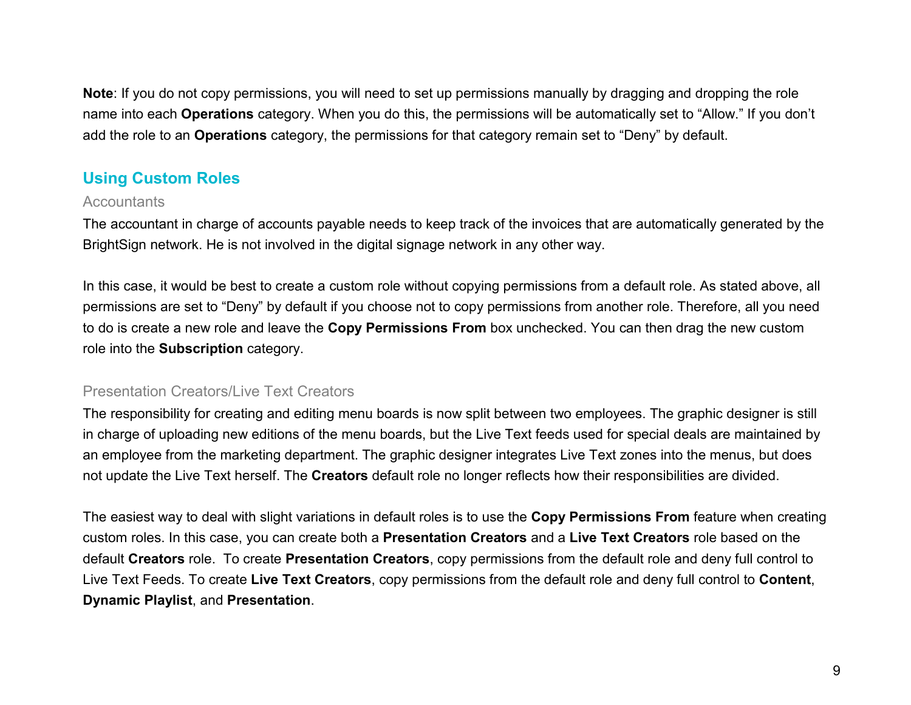**Note**: If you do not copy permissions, you will need to set up permissions manually by dragging and dropping the role name into each **Operations** category. When you do this, the permissions will be automatically set to “Allow.” If you don’t add the role to an **Operations** category, the permissions for that category remain set to “Deny” by default.

## Using Custom Roles

### Accountants

The accountant in charge of accounts payable needs to keep track of the invoices that are automatically generated by the BrightSign network. He is not involved in the digital signage network in any other way.

In this case, it would be best to create a custom role without copying permissions from a default role. As stated above, all permissions are set to “Deny” by default if you choose not to copy permissions from another role. Therefore, all you need to do is create a new role and leave the **Copy Permissions From** box unchecked. You can then drag the new custom role into the **Subscription** category.

### Presentation Creators/Live Text Creators

The responsibility for creating and editing menu boards is now split between two employees. The graphic designer is still in charge of uploading new editions of the menu boards, but the Live Text feeds used for special deals are maintained by an employee from the marketing department. The graphic designer integrates Live Text zones into the menus, but does not update the Live Text herself. The **Creators** default role no longer reflects how their responsibilities are divided.

The easiest way to deal with slight variations in default roles is to use the **Copy Permissions From** feature when creating custom roles. In this case, you can create both a **Presentation Creators** and a **Live Text Creators** role based on the default **Creators** role. To create **Presentation Creators**, copy permissions from the default role and deny full control to Live Text Feeds. To create **Live Text Creators**, copy permissions from the default role and deny full control to **Content**, **Dynamic Playlist**, and **Presentation**.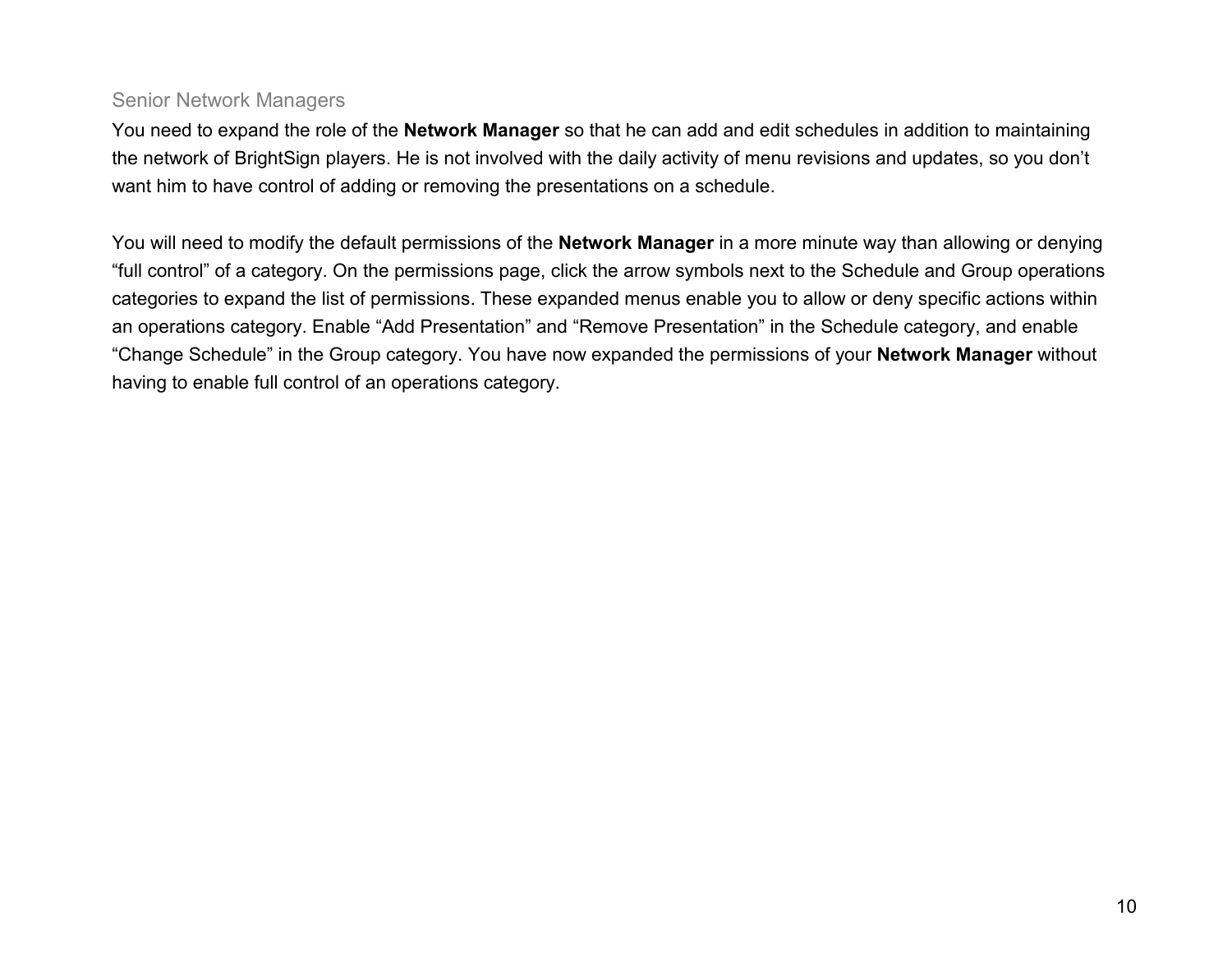### Senior Network Managers

You need to expand the role of the **Network Manager** so that he can add and edit schedules in addition to maintaining the network of BrightSign players. He is not involved with the daily activity of menu revisions and updates, so you don't want him to have control of adding or removing the presentations on a schedule.

You will need to modify the default permissions of the **Network Manager** in a more minute way than allowing or denying "full control" of a category. On the permissions page, click the arrow symbols next to the Schedule and Group operations categories to expand the list of permissions. These expanded menus enable you to allow or deny specific actions within an operations category. Enable "Add Presentation" and "Remove Presentation" in the Schedule category, and enable "Change Schedule" in the Group category. You have now expanded the permissions of your **Network Manager** without having to enable full control of an operations category.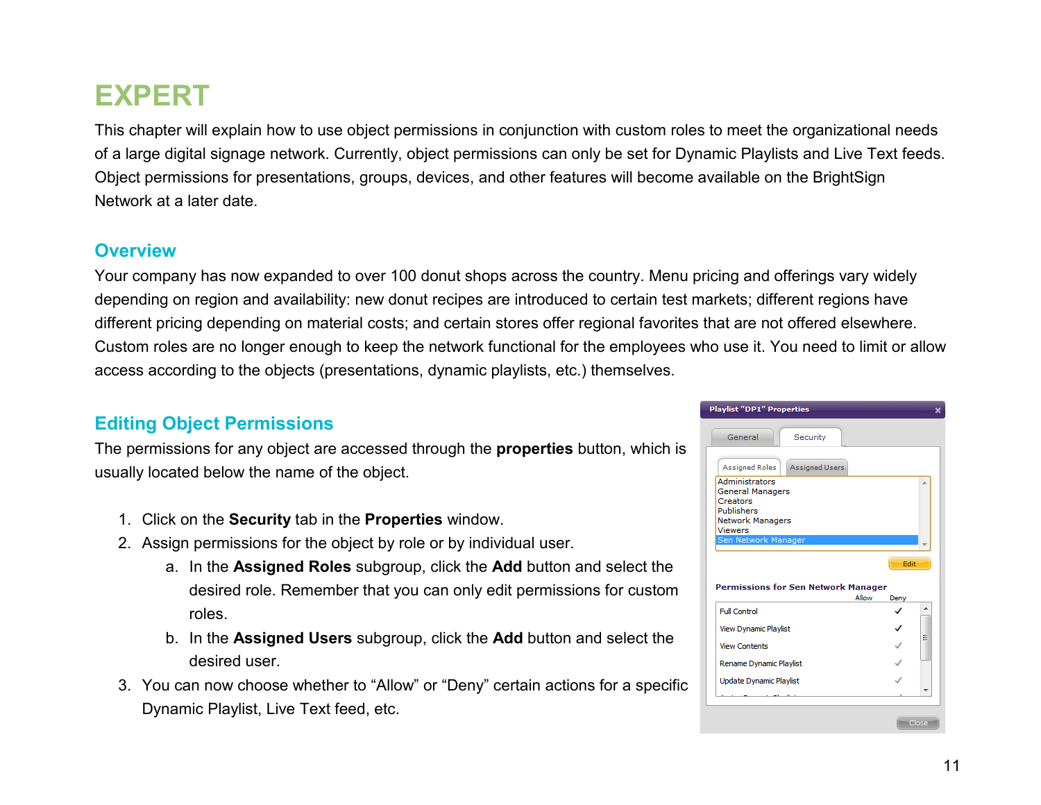# EXPERT

This chapter will explain how to use object permissions in conjunction with custom roles to meet the organizational needs of a large digital signage network. Currently, object permissions can only be set for Dynamic Playlists and Live Text feeds. Object permissions for presentations, groups, devices, and other features will become available on the BrightSign Network at a later date.

## Overview

Your company has now expanded to over 100 donut shops across the country. Menu pricing and offerings vary widely depending on region and availability: new donut recipes are introduced to certain test markets; different regions have different pricing depending on material costs; and certain stores offer regional favorites that are not offered elsewhere. Custom roles are no longer enough to keep the network functional for the employees who use it. You need to limit or allow access according to the objects (presentations, dynamic playlists, etc.) themselves.

## Editing Object Permissions

The permissions for any object are accessed through the **properties** button, which is usually located below the name of the object.

1. Click on the **Security** tab in the **Properties** window.
2. Assign permissions for the object by role or by individual user.
   a. In the **Assigned Roles** subgroup, click the **Add** button and select the desired role. Remember that you can only edit permissions for custom roles.
   b. In the **Assigned Users** subgroup, click the **Add** button and select the desired user.
3. You can now choose whether to "Allow" or "Deny" certain actions for a specific Dynamic Playlist, Live Text feed, etc.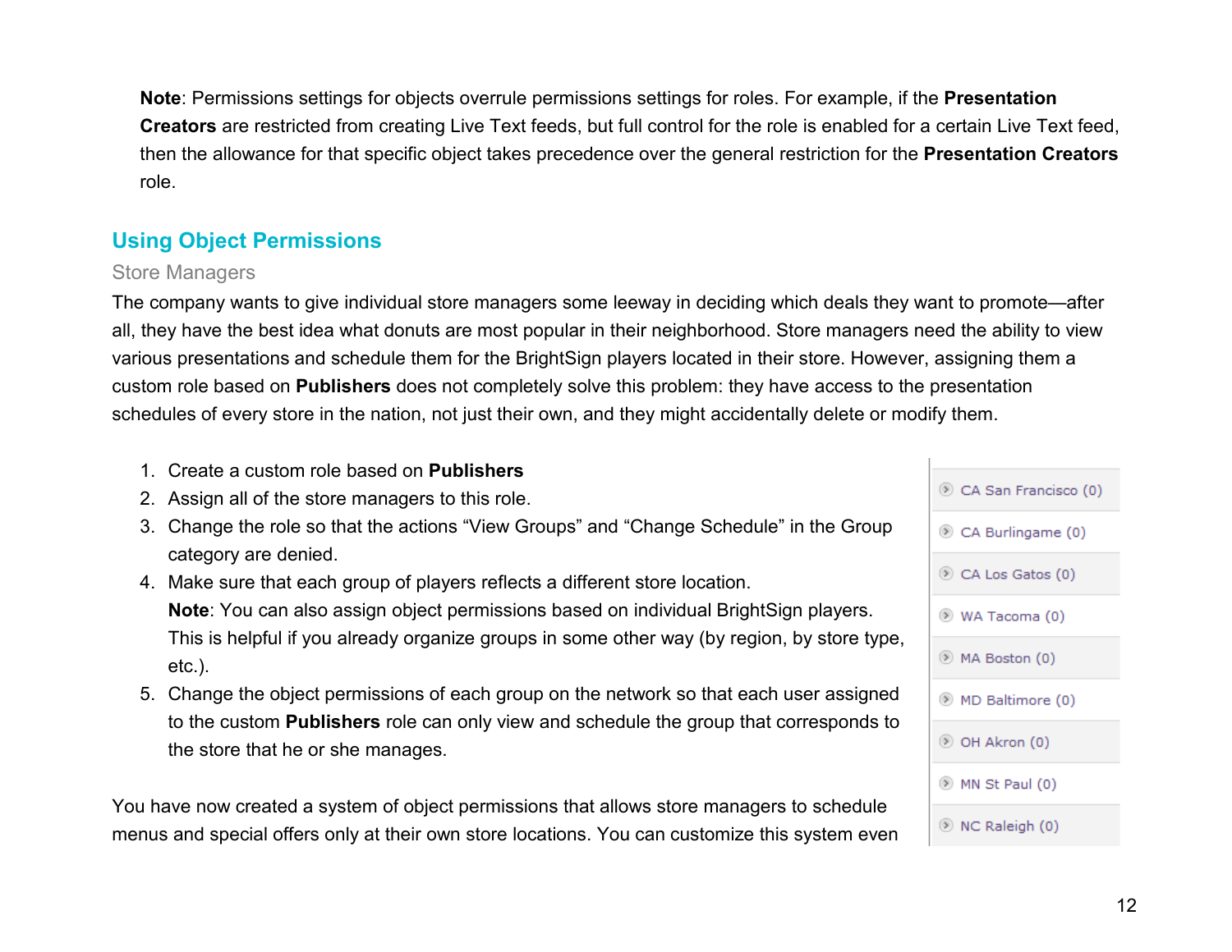**Note**: Permissions settings for objects overrule permissions settings for roles. For example, if the **Presentation Creators** are restricted from creating Live Text feeds, but full control for the role is enabled for a certain Live Text feed, then the allowance for that specific object takes precedence over the general restriction for the **Presentation Creators** role.

## Using Object Permissions

### Store Managers

The company wants to give individual store managers some leeway in deciding which deals they want to promote—after all, they have the best idea what donuts are most popular in their neighborhood. Store managers need the ability to view various presentations and schedule them for the BrightSign players located in their store. However, assigning them a custom role based on **Publishers** does not completely solve this problem: they have access to the presentation schedules of every store in the nation, not just their own, and they might accidentally delete or modify them.

1. Create a custom role based on **Publishers**
2. Assign all of the store managers to this role.
3. Change the role so that the actions "View Groups" and "Change Schedule" in the Group category are denied.
4. Make sure that each group of players reflects a different store location.
   **Note**: You can also assign object permissions based on individual BrightSign players. This is helpful if you already organize groups in some other way (by region, by store type, etc.).
5. Change the object permissions of each group on the network so that each user assigned to the custom **Publishers** role can only view and schedule the group that corresponds to the store that he or she manages.

- CA San Francisco (0)
- CA Burlingame (0)
- CA Los Gatos (0)
- WA Tacoma (0)
- MA Boston (0)
- MD Baltimore (0)
- OH Akron (0)
- MN St Paul (0)
- NC Raleigh (0)

You have now created a system of object permissions that allows store managers to schedule menus and special offers only at their own store locations. You can customize this system even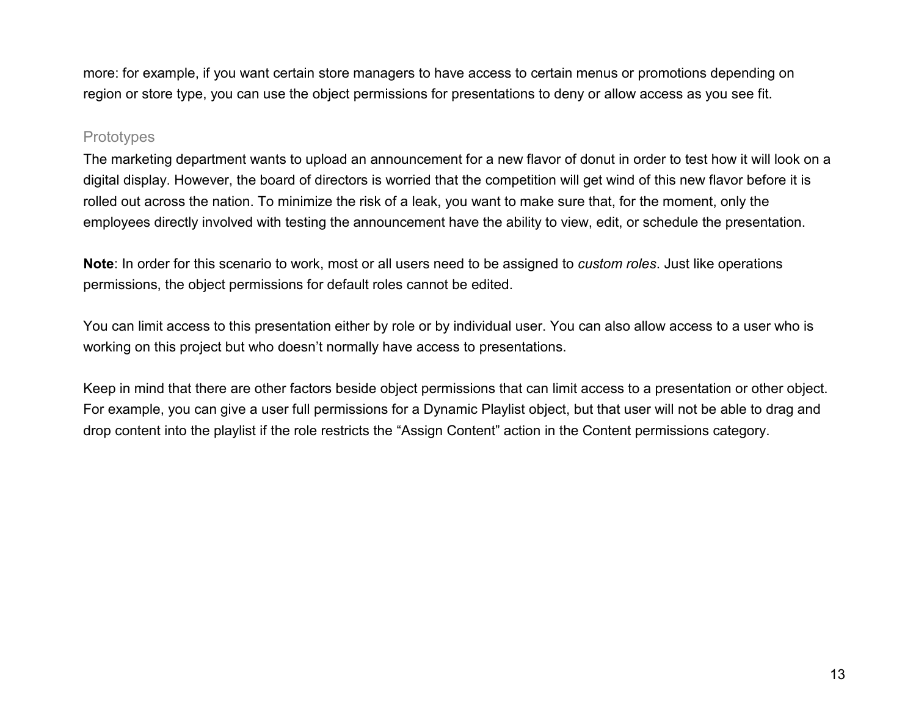more: for example, if you want certain store managers to have access to certain menus or promotions depending on region or store type, you can use the object permissions for presentations to deny or allow access as you see fit.

### Prototypes

The marketing department wants to upload an announcement for a new flavor of donut in order to test how it will look on a digital display. However, the board of directors is worried that the competition will get wind of this new flavor before it is rolled out across the nation. To minimize the risk of a leak, you want to make sure that, for the moment, only the employees directly involved with testing the announcement have the ability to view, edit, or schedule the presentation.

**Note**: In order for this scenario to work, most or all users need to be assigned to *custom roles*. Just like operations permissions, the object permissions for default roles cannot be edited.

You can limit access to this presentation either by role or by individual user. You can also allow access to a user who is working on this project but who doesn't normally have access to presentations.

Keep in mind that there are other factors beside object permissions that can limit access to a presentation or other object. For example, you can give a user full permissions for a Dynamic Playlist object, but that user will not be able to drag and drop content into the playlist if the role restricts the "Assign Content" action in the Content permissions category.